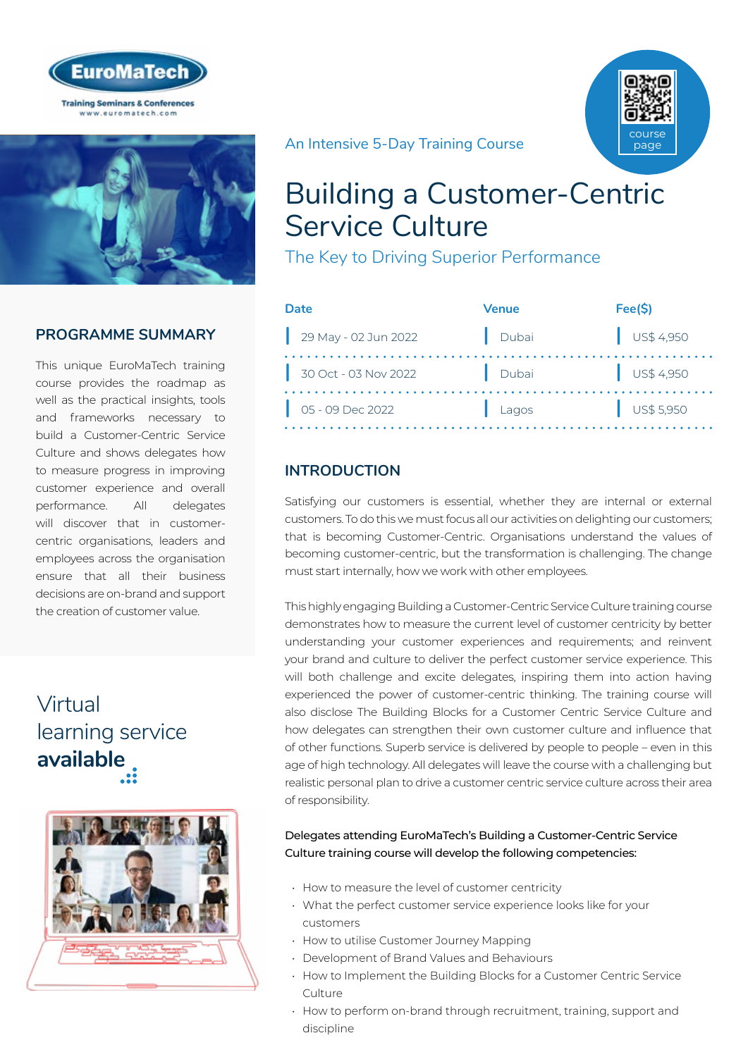An Intensive 5-Day Training Course

# Building a Customer-Centric Service Culture

## The Key to Driving Superior Performance

| Date | Venue | Fee($) |
|---|---|---|
| 29 May - 02 Jun 2022 | Dubai | US$ 4,950 |
| 30 Oct - 03 Nov 2022 | Dubai | US$ 4,950 |
| 05 - 09 Dec 2022 | Lagos | US$ 5,950 |

## PROGRAMME SUMMARY

This unique EuroMaTech training course provides the roadmap as well as the practical insights, tools and frameworks necessary to build a Customer-Centric Service Culture and shows delegates how to measure progress in improving customer experience and overall performance. All delegates will discover that in customer-centric organisations, leaders and employees across the organisation ensure that all their business decisions are on-brand and support the creation of customer value.

Virtual learning service **available**

## INTRODUCTION

Satisfying our customers is essential, whether they are internal or external customers. To do this we must focus all our activities on delighting our customers; that is becoming Customer-Centric. Organisations understand the values of becoming customer-centric, but the transformation is challenging. The change must start internally, how we work with other employees.

This highly engaging Building a Customer-Centric Service Culture training course demonstrates how to measure the current level of customer centricity by better understanding your customer experiences and requirements; and reinvent your brand and culture to deliver the perfect customer service experience. This will both challenge and excite delegates, inspiring them into action having experienced the power of customer-centric thinking. The training course will also disclose The Building Blocks for a Customer Centric Service Culture and how delegates can strengthen their own customer culture and influence that of other functions. Superb service is delivered by people to people – even in this age of high technology. All delegates will leave the course with a challenging but realistic personal plan to drive a customer centric service culture across their area of responsibility.

**Delegates attending EuroMaTech's Building a Customer-Centric Service Culture training course will develop the following competencies:**

- How to measure the level of customer centricity
- What the perfect customer service experience looks like for your customers
- How to utilise Customer Journey Mapping
- Development of Brand Values and Behaviours
- How to Implement the Building Blocks for a Customer Centric Service Culture
- How to perform on-brand through recruitment, training, support and discipline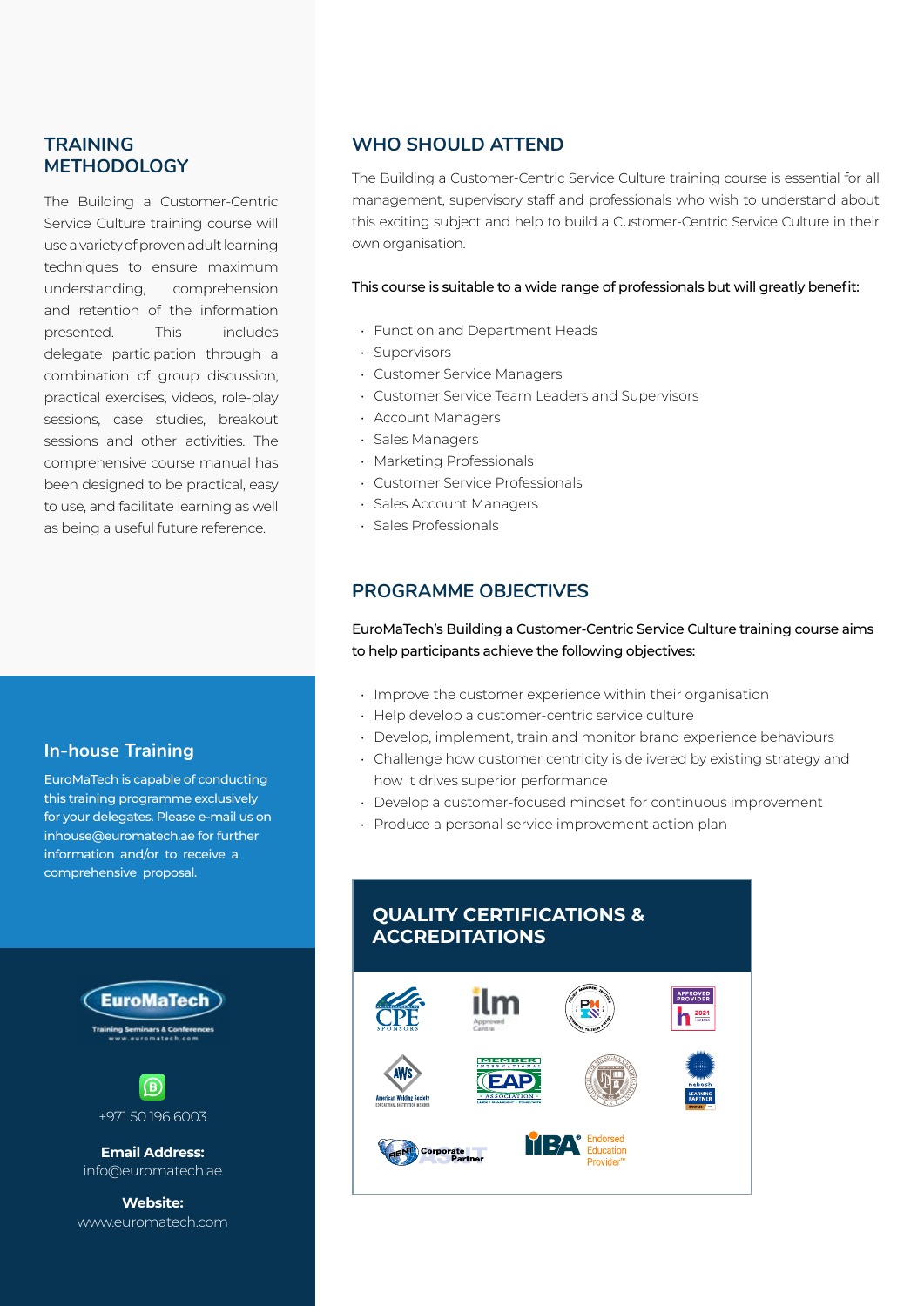## TRAINING METHODOLOGY

The Building a Customer-Centric Service Culture training course will use a variety of proven adult learning techniques to ensure maximum understanding, comprehension and retention of the information presented. This includes delegate participation through a combination of group discussion, practical exercises, videos, role-play sessions, case studies, breakout sessions and other activities. The comprehensive course manual has been designed to be practical, easy to use, and facilitate learning as well as being a useful future reference.

## In-house Training

EuroMaTech is capable of conducting this training programme exclusively for your delegates. Please e-mail us on inhouse@euromatech.ae for further information and/or to receive a comprehensive proposal.

EuroMaTech
Training Seminars & Conferences
www.euromatech.com

+971 50 196 6003

**Email Address:**
info@euromatech.ae

**Website:**
www.euromatech.com

## WHO SHOULD ATTEND

The Building a Customer-Centric Service Culture training course is essential for all management, supervisory staff and professionals who wish to understand about this exciting subject and help to build a Customer-Centric Service Culture in their own organisation.

This course is suitable to a wide range of professionals but will greatly benefit:

- Function and Department Heads
- Supervisors
- Customer Service Managers
- Customer Service Team Leaders and Supervisors
- Account Managers
- Sales Managers
- Marketing Professionals
- Customer Service Professionals
- Sales Account Managers
- Sales Professionals

## PROGRAMME OBJECTIVES

EuroMaTech's Building a Customer-Centric Service Culture training course aims to help participants achieve the following objectives:

- Improve the customer experience within their organisation
- Help develop a customer-centric service culture
- Develop, implement, train and monitor brand experience behaviours
- Challenge how customer centricity is delivered by existing strategy and how it drives superior performance
- Develop a customer-focused mindset for continuous improvement
- Produce a personal service improvement action plan

## QUALITY CERTIFICATIONS & ACCREDITATIONS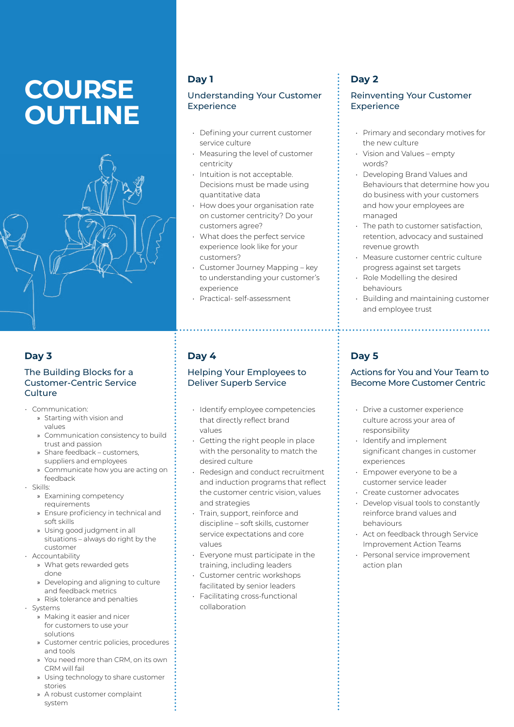# COURSE OUTLINE

## Day 1

### Understanding Your Customer Experience

- Defining your current customer service culture
- Measuring the level of customer centricity
- Intuition is not acceptable. Decisions must be made using quantitative data
- How does your organisation rate on customer centricity? Do your customers agree?
- What does the perfect service experience look like for your customers?
- Customer Journey Mapping – key to understanding your customer's experience
- Practical- self-assessment

## Day 2

### Reinventing Your Customer Experience

- Primary and secondary motives for the new culture
- Vision and Values – empty words?
- Developing Brand Values and Behaviours that determine how you do business with your customers and how your employees are managed
- The path to customer satisfaction, retention, advocacy and sustained revenue growth
- Measure customer centric culture progress against set targets
- Role Modelling the desired behaviours
- Building and maintaining customer and employee trust

## Day 3

### The Building Blocks for a Customer-Centric Service Culture

- Communication:
  - Starting with vision and values
  - Communication consistency to build trust and passion
  - Share feedback – customers, suppliers and employees
  - Communicate how you are acting on feedback
- Skills:
  - Examining competency requirements
  - Ensure proficiency in technical and soft skills
  - Using good judgment in all situations – always do right by the customer
- Accountability
  - What gets rewarded gets done
  - Developing and aligning to culture and feedback metrics
  - Risk tolerance and penalties
- Systems
  - Making it easier and nicer for customers to use your solutions
  - Customer centric policies, procedures and tools
  - You need more than CRM, on its own CRM will fail
  - Using technology to share customer stories
  - A robust customer complaint system

## Day 4

### Helping Your Employees to Deliver Superb Service

- Identify employee competencies that directly reflect brand values
- Getting the right people in place with the personality to match the desired culture
- Redesign and conduct recruitment and induction programs that reflect the customer centric vision, values and strategies
- Train, support, reinforce and discipline – soft skills, customer service expectations and core values
- Everyone must participate in the training, including leaders
- Customer centric workshops facilitated by senior leaders
- Facilitating cross-functional collaboration

## Day 5

### Actions for You and Your Team to Become More Customer Centric

- Drive a customer experience culture across your area of responsibility
- Identify and implement significant changes in customer experiences
- Empower everyone to be a customer service leader
- Create customer advocates
- Develop visual tools to constantly reinforce brand values and behaviours
- Act on feedback through Service Improvement Action Teams
- Personal service improvement action plan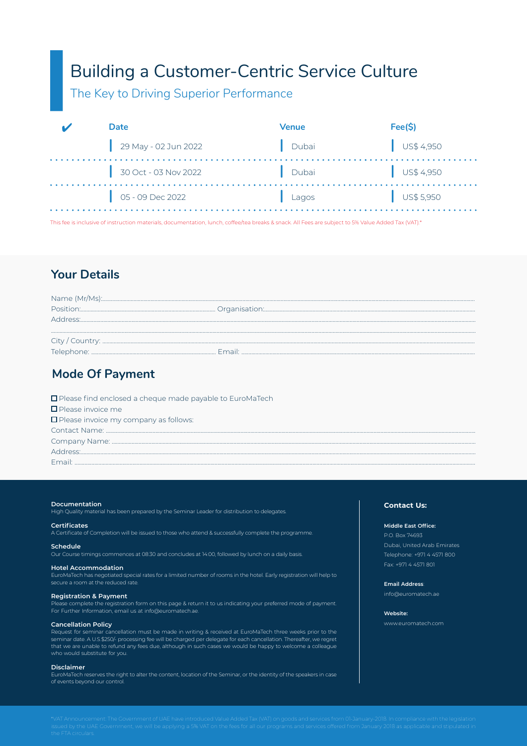# Building a Customer-Centric Service Culture

## The Key to Driving Superior Performance

| ✔ | Date | Venue | Fee($) |
|---|---|---|---|
| | 29 May - 02 Jun 2022 | Dubai | US$ 4,950 |
| | 30 Oct - 03 Nov 2022 | Dubai | US$ 4,950 |
| | 05 - 09 Dec 2022 | Lagos | US$ 5,950 |

This fee is inclusive of instruction materials, documentation, lunch, coffee/tea breaks & snack. All Fees are subject to 5% Value Added Tax (VAT).*

## Your Details

Name (Mr/Ms):............................................................

Position:.................................... Organisation:....................................

Address:............................................................

............................................................

City / Country: ............................................................

Telephone: .................................... Email: ....................................

## Mode Of Payment

☐ Please find enclosed a cheque made payable to EuroMaTech

☐ Please invoice me

☐ Please invoice my company as follows:

Contact Name: ............................................................

Company Name: ............................................................

Address:............................................................

Email: ............................................................

**Documentation**
High Quality material has been prepared by the Seminar Leader for distribution to delegates.

**Certificates**
A Certificate of Completion will be issued to those who attend & successfully complete the programme.

**Schedule**
Our Course timings commences at 08:30 and concludes at 14:00, followed by lunch on a daily basis.

**Hotel Accommodation**
EuroMaTech has negotiated special rates for a limited number of rooms in the hotel. Early registration will help to secure a room at the reduced rate.

**Registration & Payment**
Please complete the registration form on this page & return it to us indicating your preferred mode of payment. For Further Information, email us at info@euromatech.ae.

**Cancellation Policy**
Request for seminar cancellation must be made in writing & received at EuroMaTech three weeks prior to the seminar date. A U.S $250/- processing fee will be charged per delegate for each cancellation. Thereafter, we regret that we are unable to refund any fees due, although in such cases we would be happy to welcome a colleague who would substitute for you.

**Disclaimer**
EuroMaTech reserves the right to alter the content, location of the Seminar, or the identity of the speakers in case of events beyond our control.

### Contact Us:

**Middle East Office:**
P.O. Box 74693
Dubai, United Arab Emirates
Telephone: +971 4 4571 800
Fax: +971 4 4571 801

**Email Address**
info@euromatech.ae

**Website:**
www.euromatech.com

*VAT Announcement: The Government of UAE have introduced Value Added Tax (VAT) on goods and services from 01-January-2018. In compliance with the legislation issued by the UAE Government, we will be applying a 5% VAT on the fees for all our programs and services offered from January 2018 as applicable and stipulated in the FTA circulars.